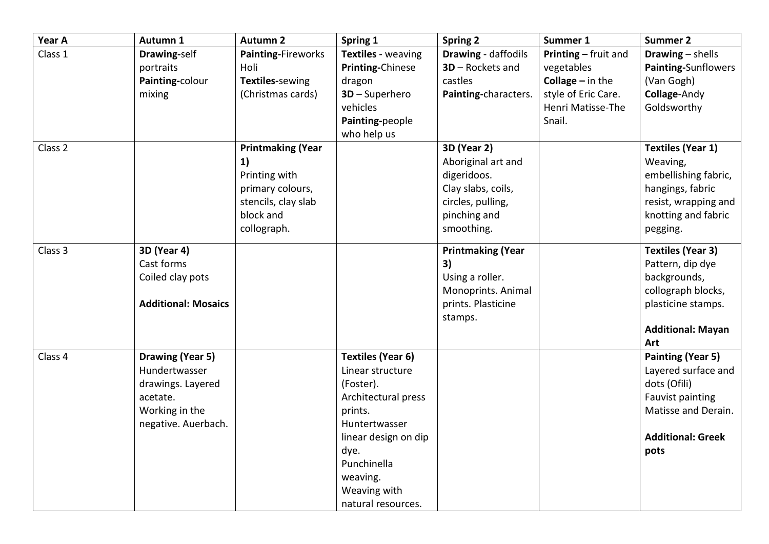| Year A | Autumn 1 | Autumn 2 | Spring 1 | Spring 2 | Summer 1 | Summer 2 |
|---|---|---|---|---|---|---|
| Class 1 | **Drawing-**self portraits<br>**Painting-**colour mixing | **Painting-**Fireworks Holi<br>**Textiles-**sewing (Christmas cards) | **Textiles** - weaving<br>**Printing-**Chinese dragon<br>**3D** – Superhero vehicles<br>**Painting-**people who help us | **Drawing** - daffodils<br>**3D** – Rockets and castles<br>**Painting-**characters. | **Printing –** fruit and vegetables<br>**Collage –** in the style of Eric Care. Henri Matisse-The Snail. | **Drawing** – shells<br>**Painting-**Sunflowers (Van Gogh)<br>**Collage-**Andy Goldsworthy |
| Class 2 | | **Printmaking (Year 1)**<br>Printing with primary colours, stencils, clay slab block and collograph. | | **3D (Year 2)**<br>Aboriginal art and digeridoos.<br>Clay slabs, coils, circles, pulling, pinching and smoothing. | | **Textiles (Year 1)**<br>Weaving, embellishing fabric, hangings, fabric resist, wrapping and knotting and fabric pegging. |
| Class 3 | **3D (Year 4)**<br>Cast forms<br>Coiled clay pots<br><br>**Additional: Mosaics** | | | **Printmaking (Year 3)**<br>Using a roller. Monoprints. Animal prints. Plasticine stamps. | | **Textiles (Year 3)**<br>Pattern, dip dye backgrounds, collograph blocks, plasticine stamps.<br><br>**Additional: Mayan Art** |
| Class 4 | **Drawing (Year 5)**<br>Hundertwasser drawings. Layered acetate.<br>Working in the negative. Auerbach. | | **Textiles (Year 6)**<br>Linear structure (Foster).<br>Architectural press prints.<br>Huntertwasser linear design on dip dye.<br>Punchinella weaving.<br>Weaving with natural resources. | | | **Painting (Year 5)**<br>Layered surface and dots (Ofili)<br>Fauvist painting Matisse and Derain.<br><br>**Additional: Greek pots** |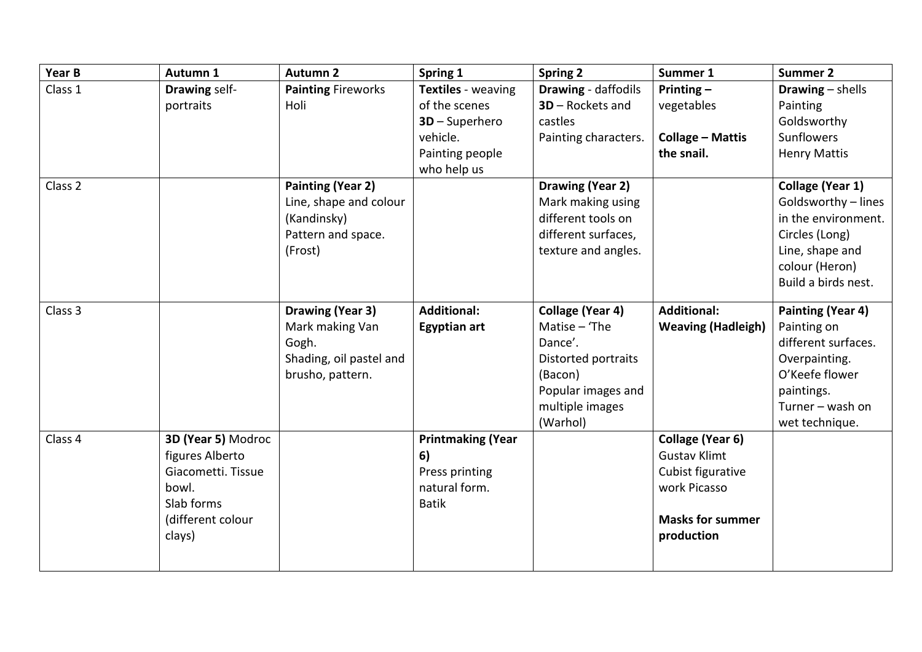| Year B | Autumn 1 | Autumn 2 | Spring 1 | Spring 2 | Summer 1 | Summer 2 |
|---|---|---|---|---|---|---|
| Class 1 | **Drawing** self-portraits | **Painting** Fireworks Holi | **Textiles** - weaving of the scenes<br>**3D** – Superhero vehicle.<br>Painting people who help us | **Drawing** - daffodils<br>**3D** – Rockets and castles<br>Painting characters. | **Printing** – vegetables<br><br>**Collage – Mattis the snail.** | **Drawing** – shells<br>Painting<br>Goldsworthy<br>Sunflowers<br>Henry Mattis |
| Class 2 | | **Painting (Year 2)**<br>Line, shape and colour (Kandinsky)<br>Pattern and space. (Frost) | | **Drawing (Year 2)**<br>Mark making using different tools on different surfaces, texture and angles. | | **Collage (Year 1)**<br>Goldsworthy – lines in the environment.<br>Circles (Long)<br>Line, shape and colour (Heron)<br>Build a birds nest. |
| Class 3 | | **Drawing (Year 3)**<br>Mark making Van Gogh.<br>Shading, oil pastel and brusho, pattern. | **Additional: Egyptian art** | **Collage (Year 4)**<br>Matise – 'The Dance'.<br>Distorted portraits (Bacon)<br>Popular images and multiple images (Warhol) | **Additional: Weaving (Hadleigh)** | **Painting (Year 4)**<br>Painting on different surfaces.<br>Overpainting.<br>O'Keefe flower paintings.<br>Turner – wash on wet technique. |
| Class 4 | **3D (Year 5)** Modroc figures Alberto Giacometti. Tissue bowl.<br>Slab forms (different colour clays) | | **Printmaking (Year 6)**<br>Press printing natural form.<br>Batik | | **Collage (Year 6)**<br>Gustav Klimt<br>Cubist figurative work Picasso<br><br>**Masks for summer production** | |